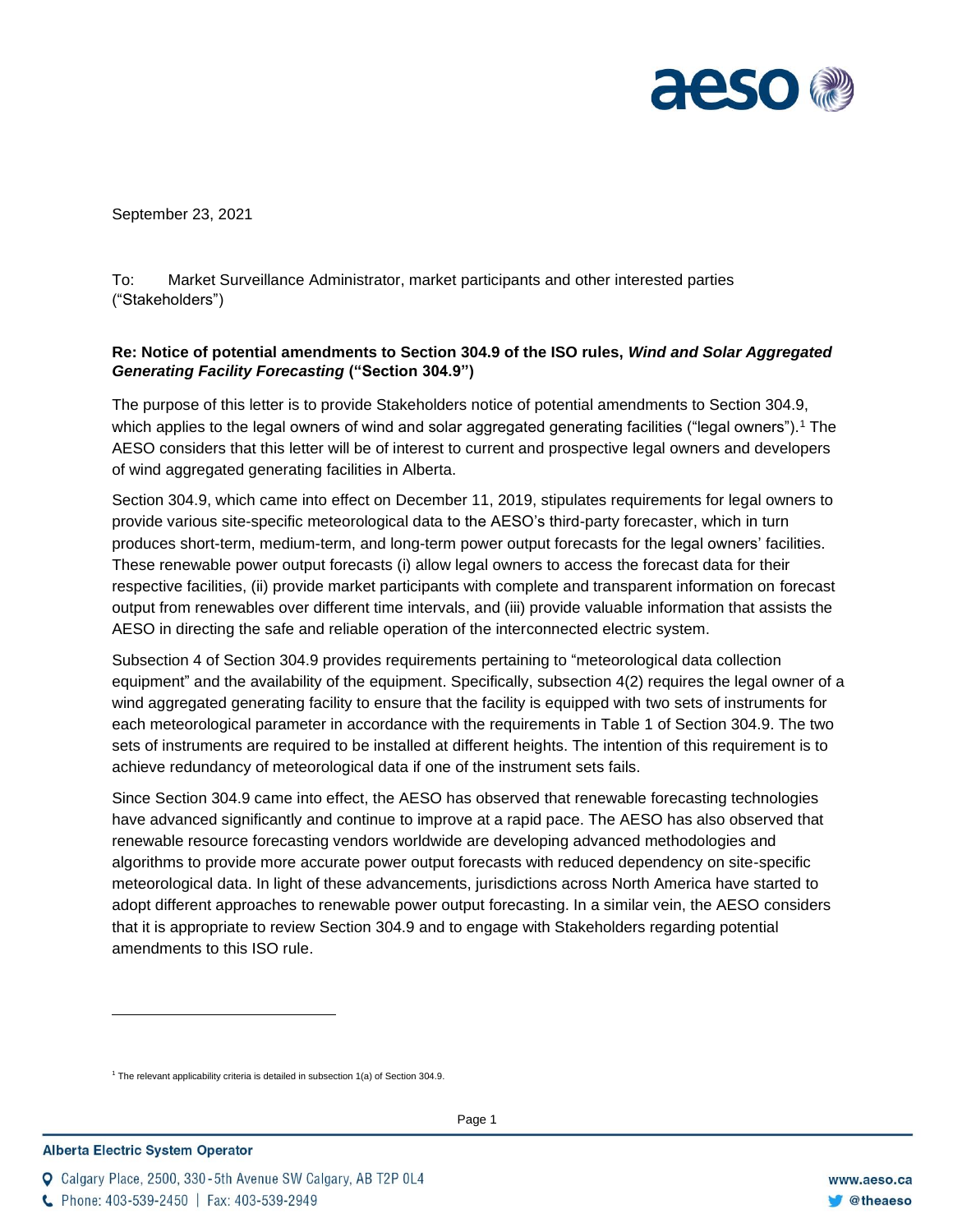September 23, 2021

To: Market Surveillance Administrator, market participants and other interested parties ("Stakeholders")

**Re: Notice of potential amendments to Section 304.9 of the ISO rules, *Wind and Solar Aggregated Generating Facility Forecasting* ("Section 304.9")**

The purpose of this letter is to provide Stakeholders notice of potential amendments to Section 304.9, which applies to the legal owners of wind and solar aggregated generating facilities ("legal owners").[1] The AESO considers that this letter will be of interest to current and prospective legal owners and developers of wind aggregated generating facilities in Alberta.

Section 304.9, which came into effect on December 11, 2019, stipulates requirements for legal owners to provide various site-specific meteorological data to the AESO's third-party forecaster, which in turn produces short-term, medium-term, and long-term power output forecasts for the legal owners' facilities. These renewable power output forecasts (i) allow legal owners to access the forecast data for their respective facilities, (ii) provide market participants with complete and transparent information on forecast output from renewables over different time intervals, and (iii) provide valuable information that assists the AESO in directing the safe and reliable operation of the interconnected electric system.

Subsection 4 of Section 304.9 provides requirements pertaining to "meteorological data collection equipment" and the availability of the equipment. Specifically, subsection 4(2) requires the legal owner of a wind aggregated generating facility to ensure that the facility is equipped with two sets of instruments for each meteorological parameter in accordance with the requirements in Table 1 of Section 304.9. The two sets of instruments are required to be installed at different heights. The intention of this requirement is to achieve redundancy of meteorological data if one of the instrument sets fails.

Since Section 304.9 came into effect, the AESO has observed that renewable forecasting technologies have advanced significantly and continue to improve at a rapid pace. The AESO has also observed that renewable resource forecasting vendors worldwide are developing advanced methodologies and algorithms to provide more accurate power output forecasts with reduced dependency on site-specific meteorological data. In light of these advancements, jurisdictions across North America have started to adopt different approaches to renewable power output forecasting. In a similar vein, the AESO considers that it is appropriate to review Section 304.9 and to engage with Stakeholders regarding potential amendments to this ISO rule.

[1] The relevant applicability criteria is detailed in subsection 1(a) of Section 304.9.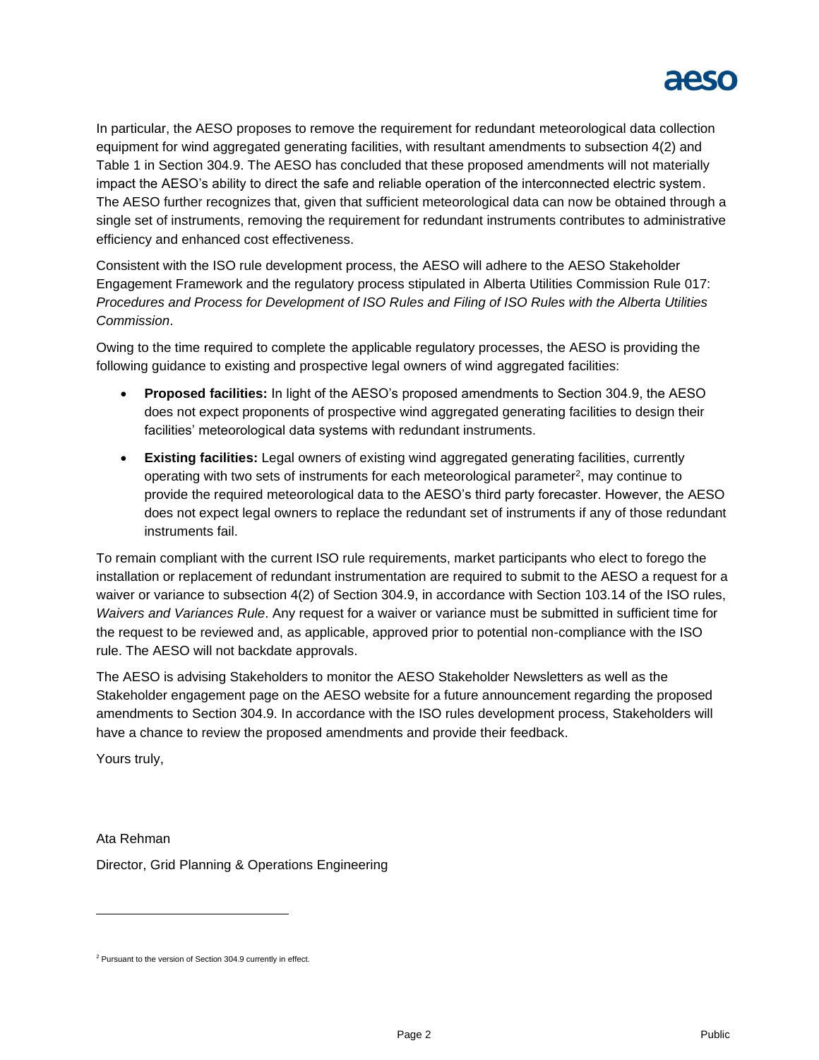In particular, the AESO proposes to remove the requirement for redundant meteorological data collection equipment for wind aggregated generating facilities, with resultant amendments to subsection 4(2) and Table 1 in Section 304.9. The AESO has concluded that these proposed amendments will not materially impact the AESO's ability to direct the safe and reliable operation of the interconnected electric system. The AESO further recognizes that, given that sufficient meteorological data can now be obtained through a single set of instruments, removing the requirement for redundant instruments contributes to administrative efficiency and enhanced cost effectiveness.

Consistent with the ISO rule development process, the AESO will adhere to the AESO Stakeholder Engagement Framework and the regulatory process stipulated in Alberta Utilities Commission Rule 017: *Procedures and Process for Development of ISO Rules and Filing of ISO Rules with the Alberta Utilities Commission*.

Owing to the time required to complete the applicable regulatory processes, the AESO is providing the following guidance to existing and prospective legal owners of wind aggregated facilities:

- **Proposed facilities:** In light of the AESO's proposed amendments to Section 304.9, the AESO does not expect proponents of prospective wind aggregated generating facilities to design their facilities' meteorological data systems with redundant instruments.
- **Existing facilities:** Legal owners of existing wind aggregated generating facilities, currently operating with two sets of instruments for each meteorological parameter[2], may continue to provide the required meteorological data to the AESO's third party forecaster. However, the AESO does not expect legal owners to replace the redundant set of instruments if any of those redundant instruments fail.

To remain compliant with the current ISO rule requirements, market participants who elect to forego the installation or replacement of redundant instrumentation are required to submit to the AESO a request for a waiver or variance to subsection 4(2) of Section 304.9, in accordance with Section 103.14 of the ISO rules, *Waivers and Variances Rule*. Any request for a waiver or variance must be submitted in sufficient time for the request to be reviewed and, as applicable, approved prior to potential non-compliance with the ISO rule. The AESO will not backdate approvals.

The AESO is advising Stakeholders to monitor the AESO Stakeholder Newsletters as well as the Stakeholder engagement page on the AESO website for a future announcement regarding the proposed amendments to Section 304.9. In accordance with the ISO rules development process, Stakeholders will have a chance to review the proposed amendments and provide their feedback.

Yours truly,

Ata Rehman

Director, Grid Planning & Operations Engineering

---

[2] Pursuant to the version of Section 304.9 currently in effect.